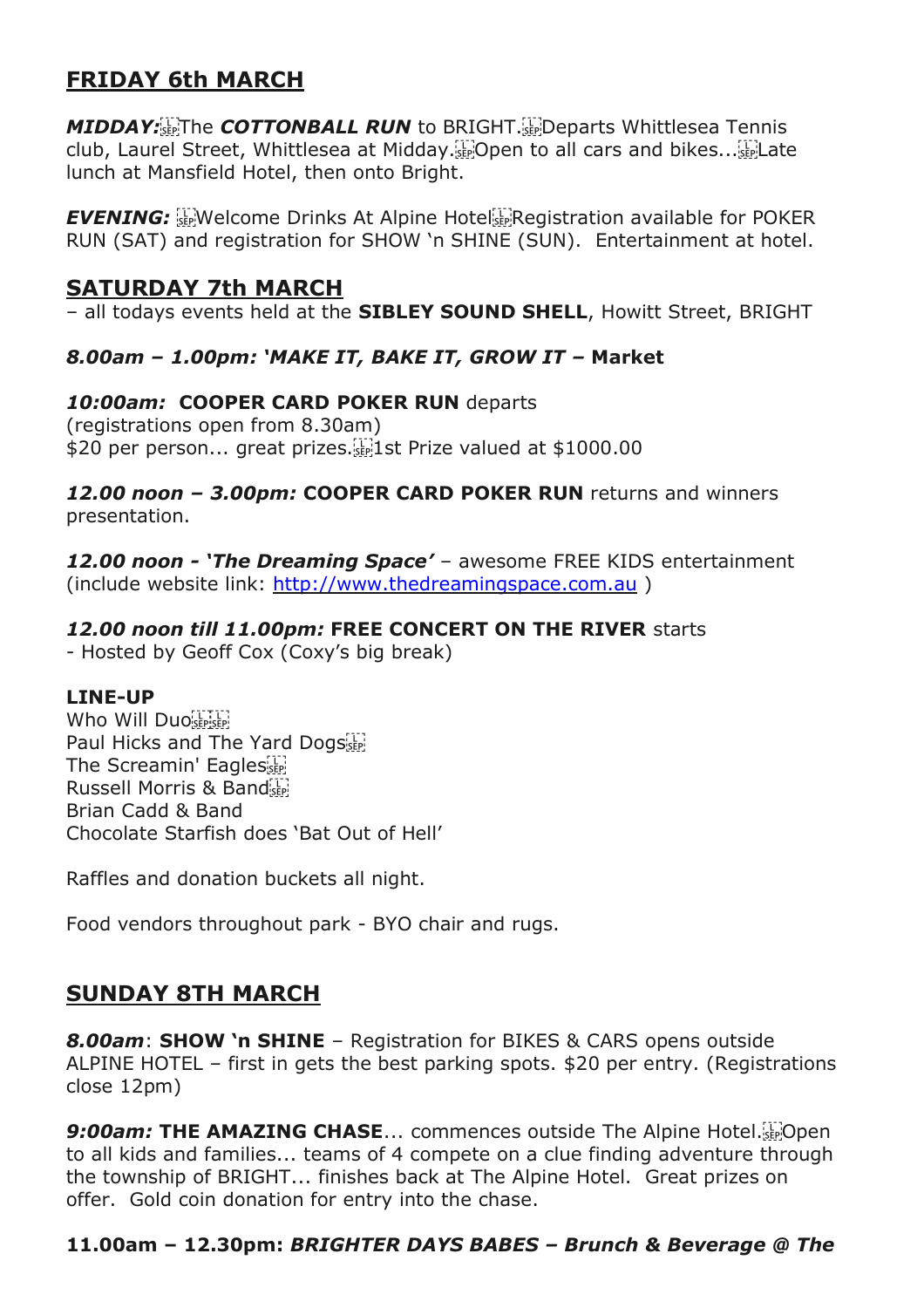## FRIDAY 6th MARCH

***MIDDAY:*** The ***COTTONBALL RUN*** to BRIGHT. Departs Whittlesea Tennis club, Laurel Street, Whittlesea at Midday. Open to all cars and bikes... Late lunch at Mansfield Hotel, then onto Bright.

***EVENING:*** Welcome Drinks At Alpine Hotel Registration available for POKER RUN (SAT) and registration for SHOW 'n SHINE (SUN). Entertainment at hotel.

## SATURDAY 7th MARCH

– all todays events held at the **SIBLEY SOUND SHELL**, Howitt Street, BRIGHT

***8.00am – 1.00pm: 'MAKE IT, BAKE IT, GROW IT* – Market**

***10:00am:* COOPER CARD POKER RUN** departs
(registrations open from 8.30am)
$20 per person... great prizes. 1st Prize valued at $1000.00

***12.00 noon – 3.00pm:* COOPER CARD POKER RUN** returns and winners presentation.

***12.00 noon - 'The Dreaming Space'*** – awesome FREE KIDS entertainment (include website link: http://www.thedreamingspace.com.au )

***12.00 noon till 11.00pm:* FREE CONCERT ON THE RIVER** starts
- Hosted by Geoff Cox (Coxy's big break)

**LINE-UP**
Who Will Duo
Paul Hicks and The Yard Dogs
The Screamin' Eagles
Russell Morris & Band
Brian Cadd & Band
Chocolate Starfish does 'Bat Out of Hell'

Raffles and donation buckets all night.

Food vendors throughout park - BYO chair and rugs.

## SUNDAY 8TH MARCH

***8.00am*: SHOW 'n SHINE** – Registration for BIKES & CARS opens outside ALPINE HOTEL – first in gets the best parking spots. $20 per entry. (Registrations close 12pm)

***9:00am:* THE AMAZING CHASE**... commences outside The Alpine Hotel. Open to all kids and families... teams of 4 compete on a clue finding adventure through the township of BRIGHT... finishes back at The Alpine Hotel. Great prizes on offer. Gold coin donation for entry into the chase.

**11.00am – 12.30pm: *BRIGHTER DAYS BABES – Brunch & Beverage @ The***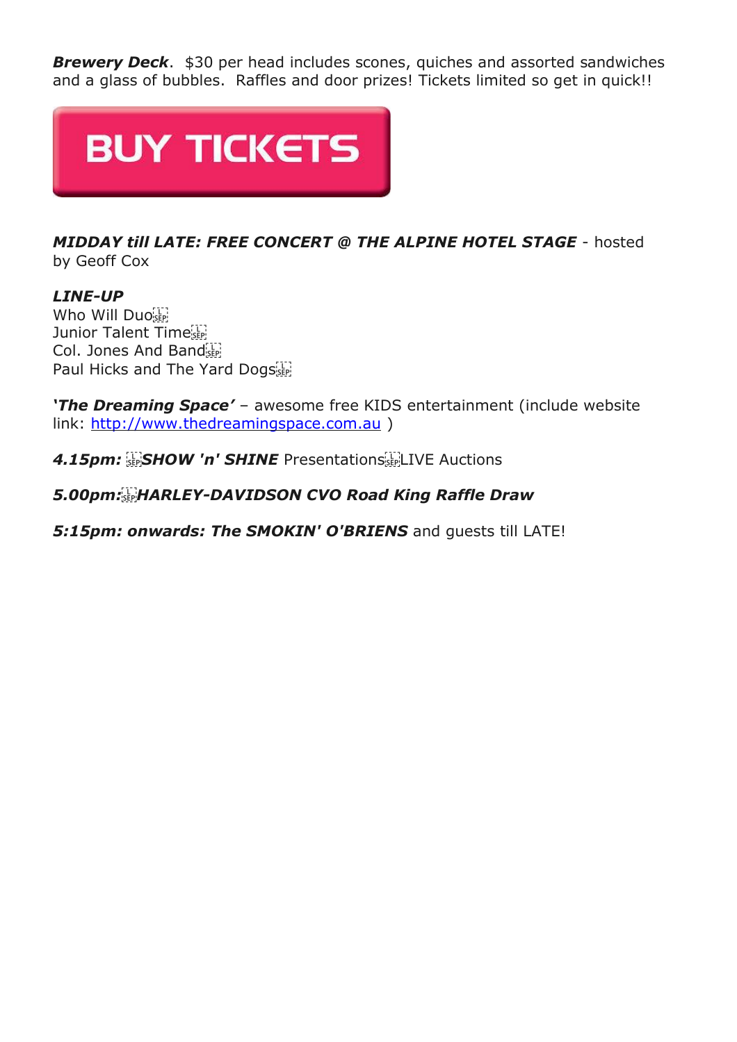***Brewery Deck***. $30 per head includes scones, quiches and assorted sandwiches and a glass of bubbles. Raffles and door prizes! Tickets limited so get in quick!!

BUY TICKETS

***MIDDAY till LATE: FREE CONCERT @ THE ALPINE HOTEL STAGE*** - hosted by Geoff Cox

***LINE-UP***
Who Will Duo
Junior Talent Time
Col. Jones And Band
Paul Hicks and The Yard Dogs

***'The Dreaming Space'*** – awesome free KIDS entertainment (include website link: http://www.thedreamingspace.com.au )

***4.15pm: SHOW 'n' SHINE*** Presentations LIVE Auctions

***5.00pm: HARLEY-DAVIDSON CVO Road King Raffle Draw***

***5:15pm: onwards: The SMOKIN' O'BRIENS*** and guests till LATE!